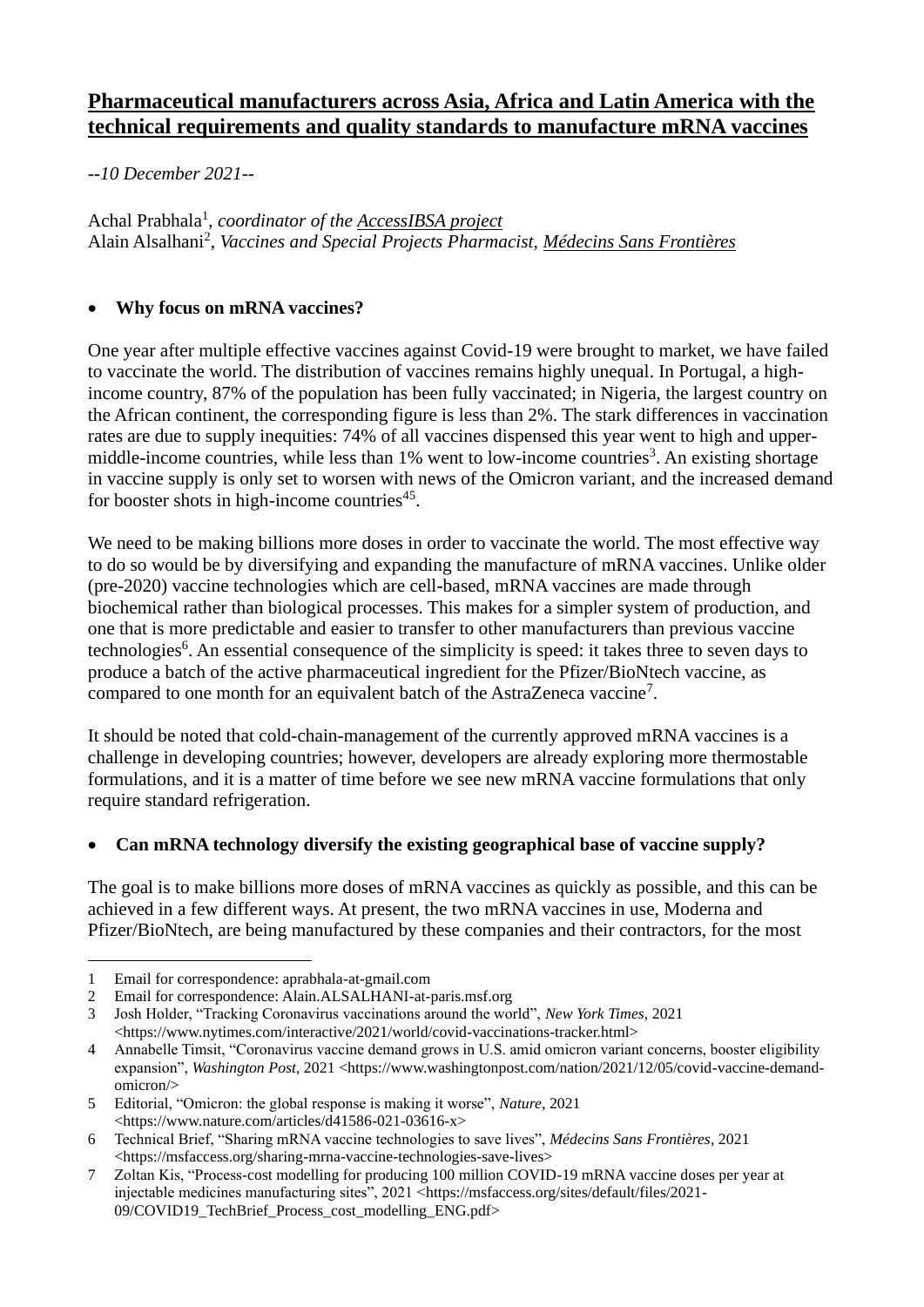# Pharmaceutical manufacturers across Asia, Africa and Latin America with the technical requirements and quality standards to manufacture mRNA vaccines

*--10 December 2021--*

Achal Prabhala[1], *coordinator of the AccessIBSA project*
Alain Alsalhani[2], *Vaccines and Special Projects Pharmacist, Médecins Sans Frontières*

- **Why focus on mRNA vaccines?**

One year after multiple effective vaccines against Covid-19 were brought to market, we have failed to vaccinate the world. The distribution of vaccines remains highly unequal. In Portugal, a high-income country, 87% of the population has been fully vaccinated; in Nigeria, the largest country on the African continent, the corresponding figure is less than 2%. The stark differences in vaccination rates are due to supply inequities: 74% of all vaccines dispensed this year went to high and upper-middle-income countries, while less than 1% went to low-income countries[3]. An existing shortage in vaccine supply is only set to worsen with news of the Omicron variant, and the increased demand for booster shots in high-income countries[4][5].

We need to be making billions more doses in order to vaccinate the world. The most effective way to do so would be by diversifying and expanding the manufacture of mRNA vaccines. Unlike older (pre-2020) vaccine technologies which are cell-based, mRNA vaccines are made through biochemical rather than biological processes. This makes for a simpler system of production, and one that is more predictable and easier to transfer to other manufacturers than previous vaccine technologies[6]. An essential consequence of the simplicity is speed: it takes three to seven days to produce a batch of the active pharmaceutical ingredient for the Pfizer/BioNtech vaccine, as compared to one month for an equivalent batch of the AstraZeneca vaccine[7].

It should be noted that cold-chain-management of the currently approved mRNA vaccines is a challenge in developing countries; however, developers are already exploring more thermostable formulations, and it is a matter of time before we see new mRNA vaccine formulations that only require standard refrigeration.

- **Can mRNA technology diversify the existing geographical base of vaccine supply?**

The goal is to make billions more doses of mRNA vaccines as quickly as possible, and this can be achieved in a few different ways. At present, the two mRNA vaccines in use, Moderna and Pfizer/BioNtech, are being manufactured by these companies and their contractors, for the most

---

1 Email for correspondence: aprabhala-at-gmail.com
2 Email for correspondence: Alain.ALSALHANI-at-paris.msf.org
3 Josh Holder, "Tracking Coronavirus vaccinations around the world", *New York Times*, 2021 <https://www.nytimes.com/interactive/2021/world/covid-vaccinations-tracker.html>
4 Annabelle Timsit, "Coronavirus vaccine demand grows in U.S. amid omicron variant concerns, booster eligibility expansion", *Washington Post*, 2021 <https://www.washingtonpost.com/nation/2021/12/05/covid-vaccine-demand-omicron/>
5 Editorial, "Omicron: the global response is making it worse", *Nature*, 2021 <https://www.nature.com/articles/d41586-021-03616-x>
6 Technical Brief, "Sharing mRNA vaccine technologies to save lives", *Médecins Sans Frontières*, 2021 <https://msfaccess.org/sharing-mrna-vaccine-technologies-save-lives>
7 Zoltan Kis, "Process-cost modelling for producing 100 million COVID-19 mRNA vaccine doses per year at injectable medicines manufacturing sites", 2021 <https://msfaccess.org/sites/default/files/2021-09/COVID19_TechBrief_Process_cost_modelling_ENG.pdf>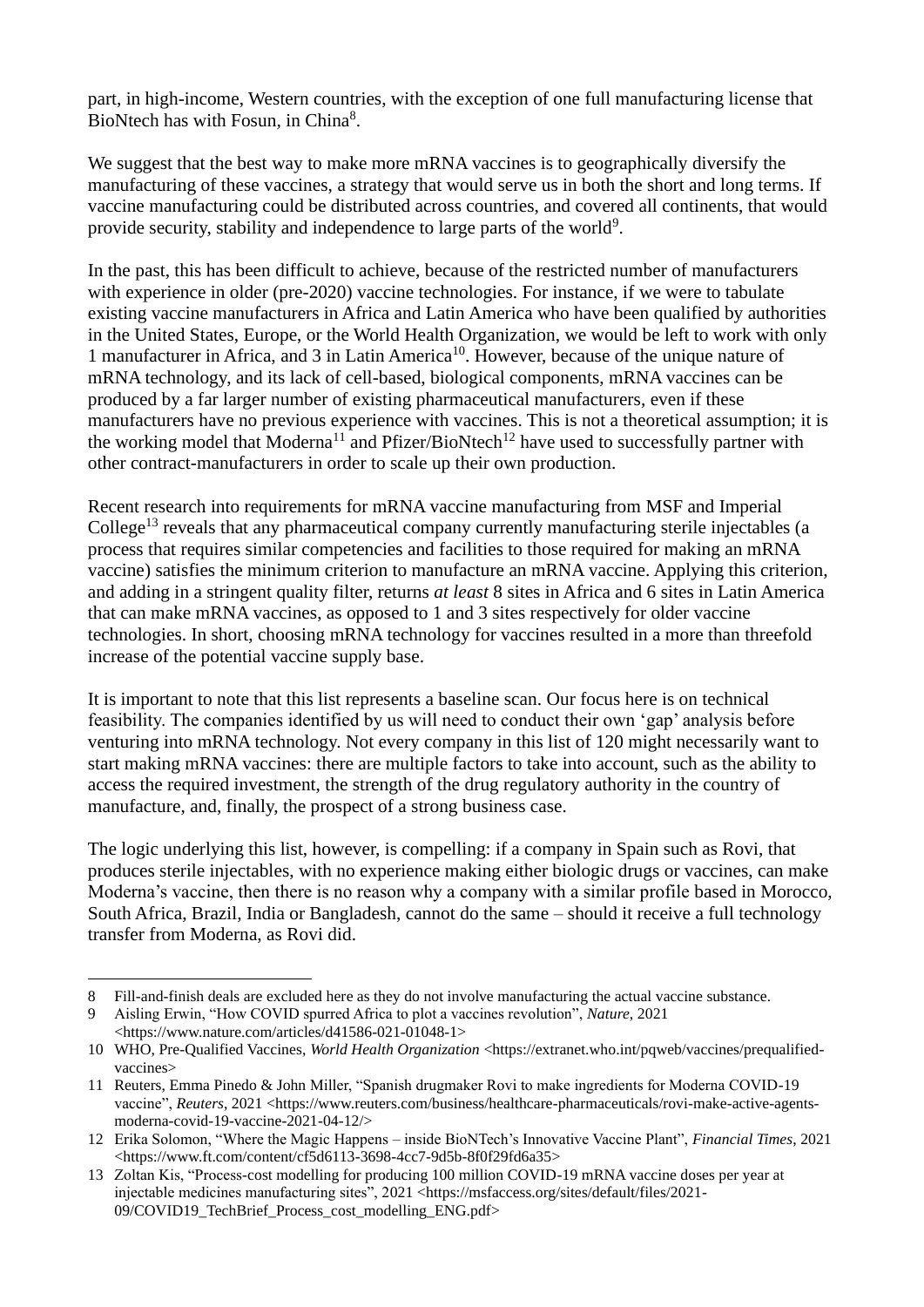part, in high-income, Western countries, with the exception of one full manufacturing license that BioNtech has with Fosun, in China[8].

We suggest that the best way to make more mRNA vaccines is to geographically diversify the manufacturing of these vaccines, a strategy that would serve us in both the short and long terms. If vaccine manufacturing could be distributed across countries, and covered all continents, that would provide security, stability and independence to large parts of the world[9].

In the past, this has been difficult to achieve, because of the restricted number of manufacturers with experience in older (pre-2020) vaccine technologies. For instance, if we were to tabulate existing vaccine manufacturers in Africa and Latin America who have been qualified by authorities in the United States, Europe, or the World Health Organization, we would be left to work with only 1 manufacturer in Africa, and 3 in Latin America[10]. However, because of the unique nature of mRNA technology, and its lack of cell-based, biological components, mRNA vaccines can be produced by a far larger number of existing pharmaceutical manufacturers, even if these manufacturers have no previous experience with vaccines. This is not a theoretical assumption; it is the working model that Moderna[11] and Pfizer/BioNtech[12] have used to successfully partner with other contract-manufacturers in order to scale up their own production.

Recent research into requirements for mRNA vaccine manufacturing from MSF and Imperial College[13] reveals that any pharmaceutical company currently manufacturing sterile injectables (a process that requires similar competencies and facilities to those required for making an mRNA vaccine) satisfies the minimum criterion to manufacture an mRNA vaccine. Applying this criterion, and adding in a stringent quality filter, returns *at least* 8 sites in Africa and 6 sites in Latin America that can make mRNA vaccines, as opposed to 1 and 3 sites respectively for older vaccine technologies. In short, choosing mRNA technology for vaccines resulted in a more than threefold increase of the potential vaccine supply base.

It is important to note that this list represents a baseline scan. Our focus here is on technical feasibility. The companies identified by us will need to conduct their own 'gap' analysis before venturing into mRNA technology. Not every company in this list of 120 might necessarily want to start making mRNA vaccines: there are multiple factors to take into account, such as the ability to access the required investment, the strength of the drug regulatory authority in the country of manufacture, and, finally, the prospect of a strong business case.

The logic underlying this list, however, is compelling: if a company in Spain such as Rovi, that produces sterile injectables, with no experience making either biologic drugs or vaccines, can make Moderna's vaccine, then there is no reason why a company with a similar profile based in Morocco, South Africa, Brazil, India or Bangladesh, cannot do the same – should it receive a full technology transfer from Moderna, as Rovi did.

---

8 Fill-and-finish deals are excluded here as they do not involve manufacturing the actual vaccine substance.

9 Aisling Erwin, "How COVID spurred Africa to plot a vaccines revolution", *Nature*, 2021 <https://www.nature.com/articles/d41586-021-01048-1>

10 WHO, Pre-Qualified Vaccines, *World Health Organization* <https://extranet.who.int/pqweb/vaccines/prequalified-vaccines>

11 Reuters, Emma Pinedo & John Miller, "Spanish drugmaker Rovi to make ingredients for Moderna COVID-19 vaccine", *Reuters*, 2021 <https://www.reuters.com/business/healthcare-pharmaceuticals/rovi-make-active-agents-moderna-covid-19-vaccine-2021-04-12/>

12 Erika Solomon, "Where the Magic Happens – inside BioNTech's Innovative Vaccine Plant", *Financial Times*, 2021 <https://www.ft.com/content/cf5d6113-3698-4cc7-9d5b-8f0f29fd6a35>

13 Zoltan Kis, "Process-cost modelling for producing 100 million COVID-19 mRNA vaccine doses per year at injectable medicines manufacturing sites", 2021 <https://msfaccess.org/sites/default/files/2021-09/COVID19_TechBrief_Process_cost_modelling_ENG.pdf>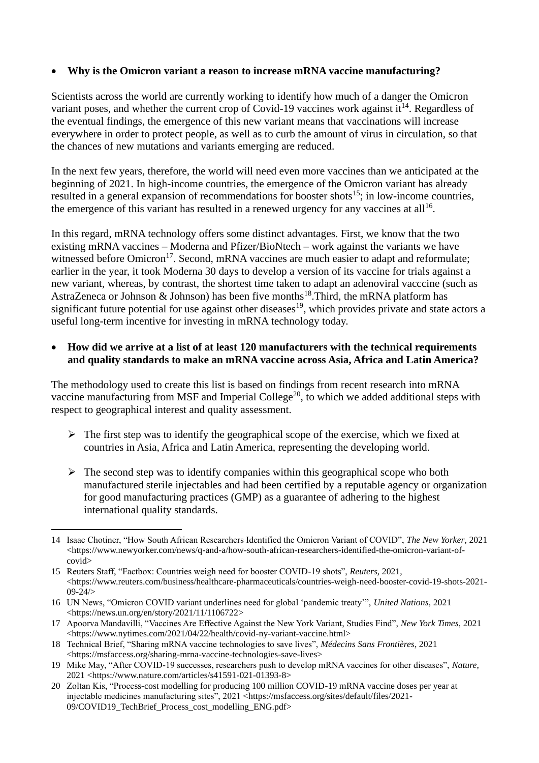- **Why is the Omicron variant a reason to increase mRNA vaccine manufacturing?**

Scientists across the world are currently working to identify how much of a danger the Omicron variant poses, and whether the current crop of Covid-19 vaccines work against it[14]. Regardless of the eventual findings, the emergence of this new variant means that vaccinations will increase everywhere in order to protect people, as well as to curb the amount of virus in circulation, so that the chances of new mutations and variants emerging are reduced.

In the next few years, therefore, the world will need even more vaccines than we anticipated at the beginning of 2021. In high-income countries, the emergence of the Omicron variant has already resulted in a general expansion of recommendations for booster shots[15]; in low-income countries, the emergence of this variant has resulted in a renewed urgency for any vaccines at all[16].

In this regard, mRNA technology offers some distinct advantages. First, we know that the two existing mRNA vaccines – Moderna and Pfizer/BioNtech – work against the variants we have witnessed before Omicron[17]. Second, mRNA vaccines are much easier to adapt and reformulate; earlier in the year, it took Moderna 30 days to develop a version of its vaccine for trials against a new variant, whereas, by contrast, the shortest time taken to adapt an adenoviral vacccine (such as AstraZeneca or Johnson & Johnson) has been five months[18].Third, the mRNA platform has significant future potential for use against other diseases[19], which provides private and state actors a useful long-term incentive for investing in mRNA technology today.

- **How did we arrive at a list of at least 120 manufacturers with the technical requirements and quality standards to make an mRNA vaccine across Asia, Africa and Latin America?**

The methodology used to create this list is based on findings from recent research into mRNA vaccine manufacturing from MSF and Imperial College[20], to which we added additional steps with respect to geographical interest and quality assessment.

- The first step was to identify the geographical scope of the exercise, which we fixed at countries in Asia, Africa and Latin America, representing the developing world.
- The second step was to identify companies within this geographical scope who both manufactured sterile injectables and had been certified by a reputable agency or organization for good manufacturing practices (GMP) as a guarantee of adhering to the highest international quality standards.

---

14 Isaac Chotiner, "How South African Researchers Identified the Omicron Variant of COVID", *The New Yorker*, 2021 <https://www.newyorker.com/news/q-and-a/how-south-african-researchers-identified-the-omicron-variant-of-covid>

15 Reuters Staff, "Factbox: Countries weigh need for booster COVID-19 shots", *Reuters*, 2021, <https://www.reuters.com/business/healthcare-pharmaceuticals/countries-weigh-need-booster-covid-19-shots-2021-09-24/>

16 UN News, "Omicron COVID variant underlines need for global 'pandemic treaty'", *United Nations*, 2021 <https://news.un.org/en/story/2021/11/1106722>

17 Apoorva Mandavilli, "Vaccines Are Effective Against the New York Variant, Studies Find", *New York Times*, 2021 <https://www.nytimes.com/2021/04/22/health/covid-ny-variant-vaccine.html>

18 Technical Brief, "Sharing mRNA vaccine technologies to save lives", *Médecins Sans Frontières*, 2021 <https://msfaccess.org/sharing-mrna-vaccine-technologies-save-lives>

19 Mike May, "After COVID-19 successes, researchers push to develop mRNA vaccines for other diseases", *Nature*, 2021 <https://www.nature.com/articles/s41591-021-01393-8>

20 Zoltan Kis, "Process-cost modelling for producing 100 million COVID-19 mRNA vaccine doses per year at injectable medicines manufacturing sites", 2021 <https://msfaccess.org/sites/default/files/2021-09/COVID19_TechBrief_Process_cost_modelling_ENG.pdf>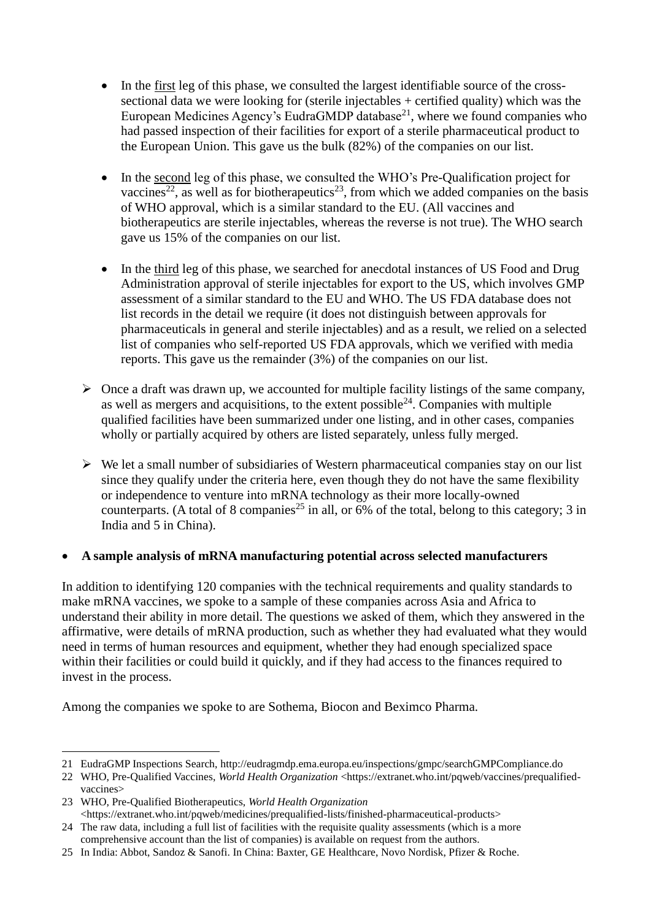- In the <u>first</u> leg of this phase, we consulted the largest identifiable source of the cross-sectional data we were looking for (sterile injectables + certified quality) which was the European Medicines Agency's EudraGMDP database[21], where we found companies who had passed inspection of their facilities for export of a sterile pharmaceutical product to the European Union. This gave us the bulk (82%) of the companies on our list.

- In the <u>second</u> leg of this phase, we consulted the WHO's Pre-Qualification project for vaccines[22], as well as for biotherapeutics[23], from which we added companies on the basis of WHO approval, which is a similar standard to the EU. (All vaccines and biotherapeutics are sterile injectables, whereas the reverse is not true). The WHO search gave us 15% of the companies on our list.

- In the <u>third</u> leg of this phase, we searched for anecdotal instances of US Food and Drug Administration approval of sterile injectables for export to the US, which involves GMP assessment of a similar standard to the EU and WHO. The US FDA database does not list records in the detail we require (it does not distinguish between approvals for pharmaceuticals in general and sterile injectables) and as a result, we relied on a selected list of companies who self-reported US FDA approvals, which we verified with media reports. This gave us the remainder (3%) of the companies on our list.

➢ Once a draft was drawn up, we accounted for multiple facility listings of the same company, as well as mergers and acquisitions, to the extent possible[24]. Companies with multiple qualified facilities have been summarized under one listing, and in other cases, companies wholly or partially acquired by others are listed separately, unless fully merged.

➢ We let a small number of subsidiaries of Western pharmaceutical companies stay on our list since they qualify under the criteria here, even though they do not have the same flexibility or independence to venture into mRNA technology as their more locally-owned counterparts. (A total of 8 companies[25] in all, or 6% of the total, belong to this category; 3 in India and 5 in China).

- **A sample analysis of mRNA manufacturing potential across selected manufacturers**

In addition to identifying 120 companies with the technical requirements and quality standards to make mRNA vaccines, we spoke to a sample of these companies across Asia and Africa to understand their ability in more detail. The questions we asked of them, which they answered in the affirmative, were details of mRNA production, such as whether they had evaluated what they would need in terms of human resources and equipment, whether they had enough specialized space within their facilities or could build it quickly, and if they had access to the finances required to invest in the process.

Among the companies we spoke to are Sothema, Biocon and Beximco Pharma.

---

21 EudraGMP Inspections Search, http://eudragmdp.ema.europa.eu/inspections/gmpc/searchGMPCompliance.do

22 WHO, Pre-Qualified Vaccines, *World Health Organization* <https://extranet.who.int/pqweb/vaccines/prequalified-vaccines>

23 WHO, Pre-Qualified Biotherapeutics, *World Health Organization* <https://extranet.who.int/pqweb/medicines/prequalified-lists/finished-pharmaceutical-products>

24 The raw data, including a full list of facilities with the requisite quality assessments (which is a more comprehensive account than the list of companies) is available on request from the authors.

25 In India: Abbot, Sandoz & Sanofi. In China: Baxter, GE Healthcare, Novo Nordisk, Pfizer & Roche.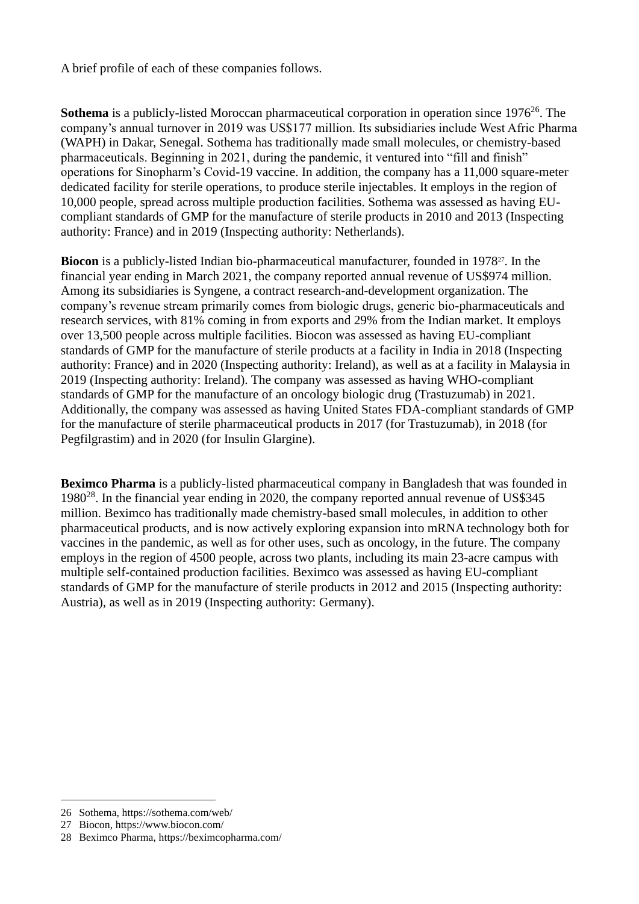A brief profile of each of these companies follows.

**Sothema** is a publicly-listed Moroccan pharmaceutical corporation in operation since 1976[26]. The company's annual turnover in 2019 was US$177 million. Its subsidiaries include West Afric Pharma (WAPH) in Dakar, Senegal. Sothema has traditionally made small molecules, or chemistry-based pharmaceuticals. Beginning in 2021, during the pandemic, it ventured into "fill and finish" operations for Sinopharm's Covid-19 vaccine. In addition, the company has a 11,000 square-meter dedicated facility for sterile operations, to produce sterile injectables. It employs in the region of 10,000 people, spread across multiple production facilities. Sothema was assessed as having EU-compliant standards of GMP for the manufacture of sterile products in 2010 and 2013 (Inspecting authority: France) and in 2019 (Inspecting authority: Netherlands).

**Biocon** is a publicly-listed Indian bio-pharmaceutical manufacturer, founded in 1978[27]. In the financial year ending in March 2021, the company reported annual revenue of US$974 million. Among its subsidiaries is Syngene, a contract research-and-development organization. The company's revenue stream primarily comes from biologic drugs, generic bio-pharmaceuticals and research services, with 81% coming in from exports and 29% from the Indian market. It employs over 13,500 people across multiple facilities. Biocon was assessed as having EU-compliant standards of GMP for the manufacture of sterile products at a facility in India in 2018 (Inspecting authority: France) and in 2020 (Inspecting authority: Ireland), as well as at a facility in Malaysia in 2019 (Inspecting authority: Ireland). The company was assessed as having WHO-compliant standards of GMP for the manufacture of an oncology biologic drug (Trastuzumab) in 2021. Additionally, the company was assessed as having United States FDA-compliant standards of GMP for the manufacture of sterile pharmaceutical products in 2017 (for Trastuzumab), in 2018 (for Pegfilgrastim) and in 2020 (for Insulin Glargine).

**Beximco Pharma** is a publicly-listed pharmaceutical company in Bangladesh that was founded in 1980[28]. In the financial year ending in 2020, the company reported annual revenue of US$345 million. Beximco has traditionally made chemistry-based small molecules, in addition to other pharmaceutical products, and is now actively exploring expansion into mRNA technology both for vaccines in the pandemic, as well as for other uses, such as oncology, in the future. The company employs in the region of 4500 people, across two plants, including its main 23-acre campus with multiple self-contained production facilities. Beximco was assessed as having EU-compliant standards of GMP for the manufacture of sterile products in 2012 and 2015 (Inspecting authority: Austria), as well as in 2019 (Inspecting authority: Germany).

---

26 Sothema, https://sothema.com/web/

27 Biocon, https://www.biocon.com/

28 Beximco Pharma, https://beximcopharma.com/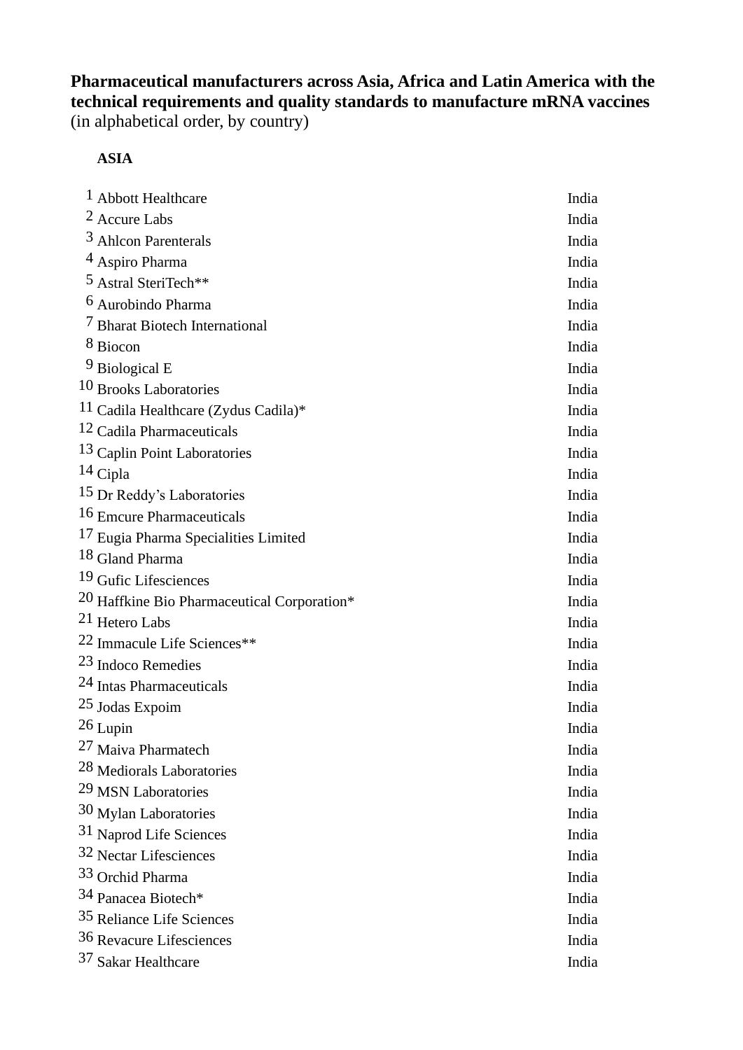**Pharmaceutical manufacturers across Asia, Africa and Latin America with the technical requirements and quality standards to manufacture mRNA vaccines**
(in alphabetical order, by country)

**ASIA**

| # | Manufacturer | Country |
|---|---|---|
| 1 | Abbott Healthcare | India |
| 2 | Accure Labs | India |
| 3 | Ahlcon Parenterals | India |
| 4 | Aspiro Pharma | India |
| 5 | Astral SteriTech** | India |
| 6 | Aurobindo Pharma | India |
| 7 | Bharat Biotech International | India |
| 8 | Biocon | India |
| 9 | Biological E | India |
| 10 | Brooks Laboratories | India |
| 11 | Cadila Healthcare (Zydus Cadila)* | India |
| 12 | Cadila Pharmaceuticals | India |
| 13 | Caplin Point Laboratories | India |
| 14 | Cipla | India |
| 15 | Dr Reddy’s Laboratories | India |
| 16 | Emcure Pharmaceuticals | India |
| 17 | Eugia Pharma Specialities Limited | India |
| 18 | Gland Pharma | India |
| 19 | Gufic Lifesciences | India |
| 20 | Haffkine Bio Pharmaceutical Corporation* | India |
| 21 | Hetero Labs | India |
| 22 | Immacule Life Sciences** | India |
| 23 | Indoco Remedies | India |
| 24 | Intas Pharmaceuticals | India |
| 25 | Jodas Expoim | India |
| 26 | Lupin | India |
| 27 | Maiva Pharmatech | India |
| 28 | Mediorals Laboratories | India |
| 29 | MSN Laboratories | India |
| 30 | Mylan Laboratories | India |
| 31 | Naprod Life Sciences | India |
| 32 | Nectar Lifesciences | India |
| 33 | Orchid Pharma | India |
| 34 | Panacea Biotech* | India |
| 35 | Reliance Life Sciences | India |
| 36 | Revacure Lifesciences | India |
| 37 | Sakar Healthcare | India |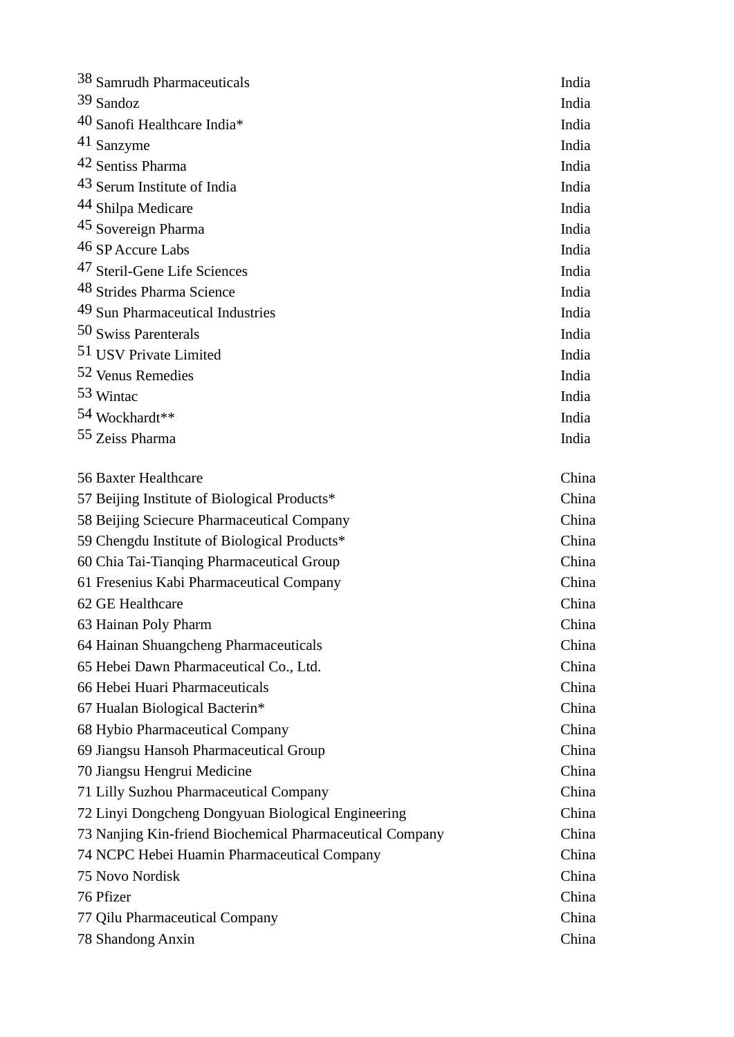| | | |
|---|---|---|
| 38 | Samrudh Pharmaceuticals | India |
| 39 | Sandoz | India |
| 40 | Sanofi Healthcare India* | India |
| 41 | Sanzyme | India |
| 42 | Sentiss Pharma | India |
| 43 | Serum Institute of India | India |
| 44 | Shilpa Medicare | India |
| 45 | Sovereign Pharma | India |
| 46 | SP Accure Labs | India |
| 47 | Steril-Gene Life Sciences | India |
| 48 | Strides Pharma Science | India |
| 49 | Sun Pharmaceutical Industries | India |
| 50 | Swiss Parenterals | India |
| 51 | USV Private Limited | India |
| 52 | Venus Remedies | India |
| 53 | Wintac | India |
| 54 | Wockhardt** | India |
| 55 | Zeiss Pharma | India |
| | | |
| 56 | Baxter Healthcare | China |
| 57 | Beijing Institute of Biological Products* | China |
| 58 | Beijing Sciecure Pharmaceutical Company | China |
| 59 | Chengdu Institute of Biological Products* | China |
| 60 | Chia Tai-Tianqing Pharmaceutical Group | China |
| 61 | Fresenius Kabi Pharmaceutical Company | China |
| 62 | GE Healthcare | China |
| 63 | Hainan Poly Pharm | China |
| 64 | Hainan Shuangcheng Pharmaceuticals | China |
| 65 | Hebei Dawn Pharmaceutical Co., Ltd. | China |
| 66 | Hebei Huari Pharmaceuticals | China |
| 67 | Hualan Biological Bacterin* | China |
| 68 | Hybio Pharmaceutical Company | China |
| 69 | Jiangsu Hansoh Pharmaceutical Group | China |
| 70 | Jiangsu Hengrui Medicine | China |
| 71 | Lilly Suzhou Pharmaceutical Company | China |
| 72 | Linyi Dongcheng Dongyuan Biological Engineering | China |
| 73 | Nanjing Kin-friend Biochemical Pharmaceutical Company | China |
| 74 | NCPC Hebei Huamin Pharmaceutical Company | China |
| 75 | Novo Nordisk | China |
| 76 | Pfizer | China |
| 77 | Qilu Pharmaceutical Company | China |
| 78 | Shandong Anxin | China |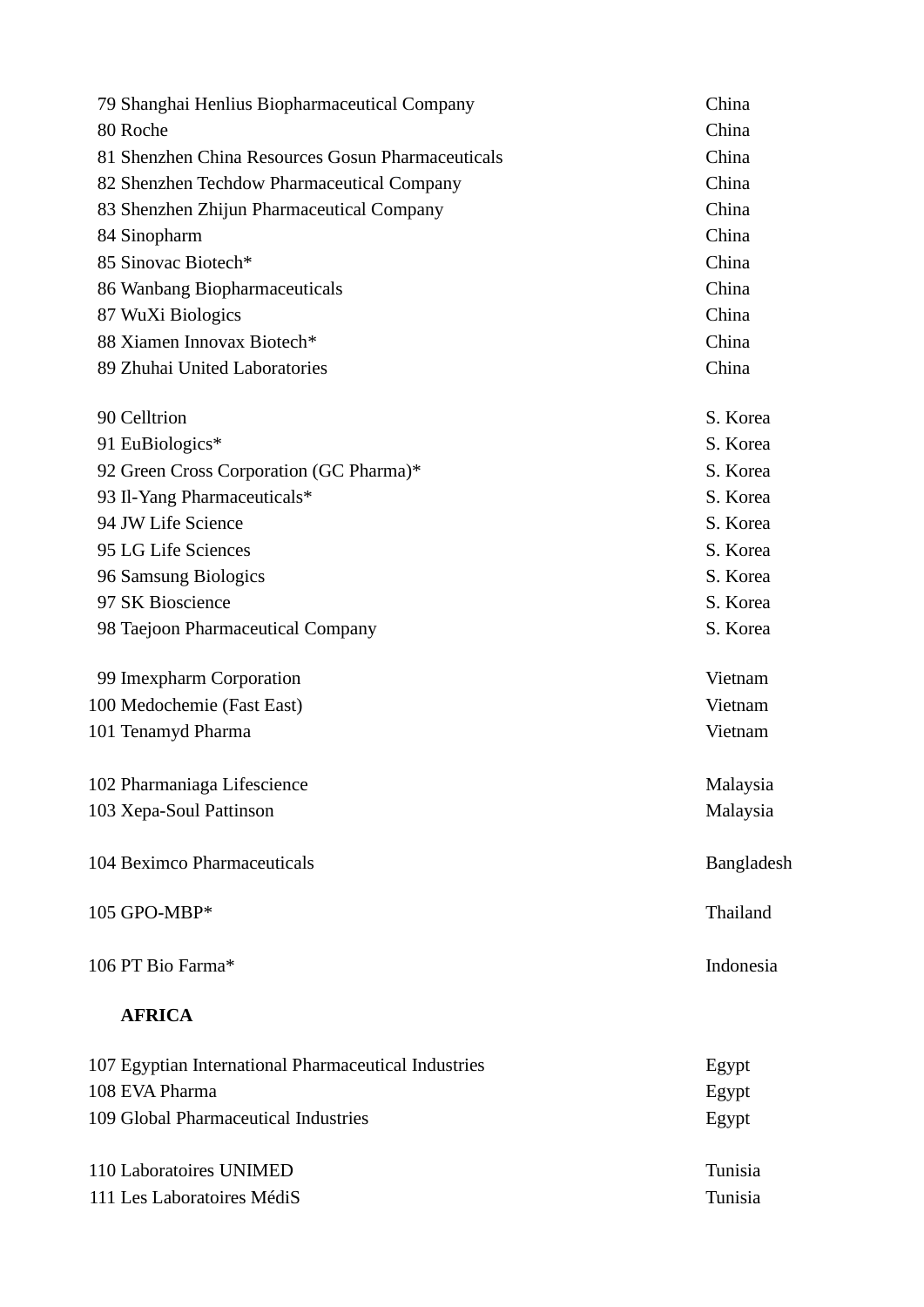| No. | Company | Country |
|---|---|---|
| 79 | Shanghai Henlius Biopharmaceutical Company | China |
| 80 | Roche | China |
| 81 | Shenzhen China Resources Gosun Pharmaceuticals | China |
| 82 | Shenzhen Techdow Pharmaceutical Company | China |
| 83 | Shenzhen Zhijun Pharmaceutical Company | China |
| 84 | Sinopharm | China |
| 85 | Sinovac Biotech* | China |
| 86 | Wanbang Biopharmaceuticals | China |
| 87 | WuXi Biologics | China |
| 88 | Xiamen Innovax Biotech* | China |
| 89 | Zhuhai United Laboratories | China |
| 90 | Celltrion | S. Korea |
| 91 | EuBiologics* | S. Korea |
| 92 | Green Cross Corporation (GC Pharma)* | S. Korea |
| 93 | Il-Yang Pharmaceuticals* | S. Korea |
| 94 | JW Life Science | S. Korea |
| 95 | LG Life Sciences | S. Korea |
| 96 | Samsung Biologics | S. Korea |
| 97 | SK Bioscience | S. Korea |
| 98 | Taejoon Pharmaceutical Company | S. Korea |
| 99 | Imexpharm Corporation | Vietnam |
| 100 | Medochemie (Fast East) | Vietnam |
| 101 | Tenamyd Pharma | Vietnam |
| 102 | Pharmaniaga Lifescience | Malaysia |
| 103 | Xepa-Soul Pattinson | Malaysia |
| 104 | Beximco Pharmaceuticals | Bangladesh |
| 105 | GPO-MBP* | Thailand |
| 106 | PT Bio Farma* | Indonesia |
| | **AFRICA** | |
| 107 | Egyptian International Pharmaceutical Industries | Egypt |
| 108 | EVA Pharma | Egypt |
| 109 | Global Pharmaceutical Industries | Egypt |
| 110 | Laboratoires UNIMED | Tunisia |
| 111 | Les Laboratoires MédiS | Tunisia |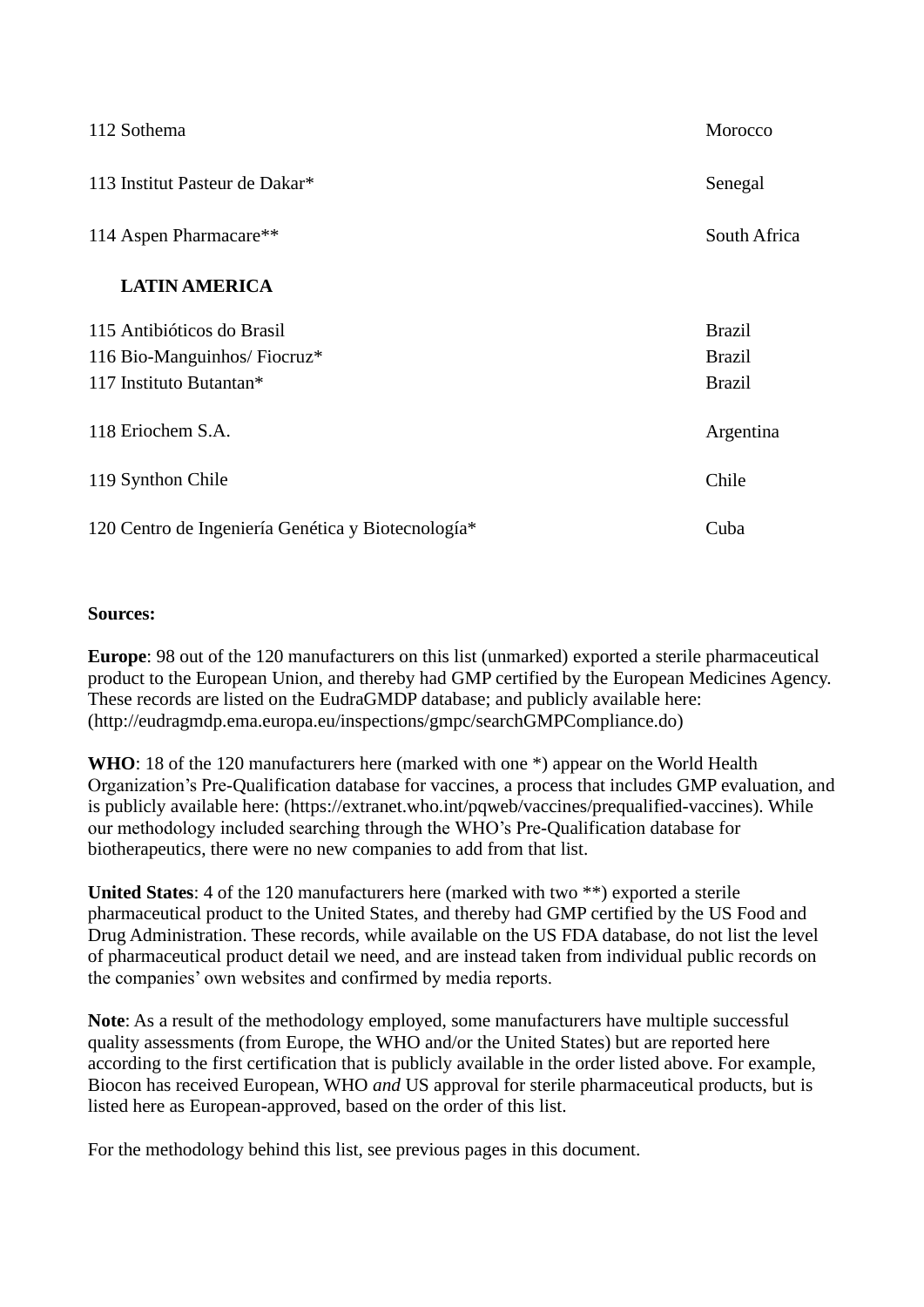| | |
|---|---|
| 112 Sothema | Morocco |
| 113 Institut Pasteur de Dakar* | Senegal |
| 114 Aspen Pharmacare** | South Africa |
| **LATIN AMERICA** | |
| 115 Antibióticos do Brasil | Brazil |
| 116 Bio-Manguinhos/ Fiocruz* | Brazil |
| 117 Instituto Butantan* | Brazil |
| 118 Eriochem S.A. | Argentina |
| 119 Synthon Chile | Chile |
| 120 Centro de Ingeniería Genética y Biotecnología* | Cuba |

**Sources:**

**Europe**: 98 out of the 120 manufacturers on this list (unmarked) exported a sterile pharmaceutical product to the European Union, and thereby had GMP certified by the European Medicines Agency. These records are listed on the EudraGMDP database; and publicly available here: (http://eudragmdp.ema.europa.eu/inspections/gmpc/searchGMPCompliance.do)

**WHO**: 18 of the 120 manufacturers here (marked with one *) appear on the World Health Organization's Pre-Qualification database for vaccines, a process that includes GMP evaluation, and is publicly available here: (https://extranet.who.int/pqweb/vaccines/prequalified-vaccines). While our methodology included searching through the WHO's Pre-Qualification database for biotherapeutics, there were no new companies to add from that list.

**United States**: 4 of the 120 manufacturers here (marked with two **) exported a sterile pharmaceutical product to the United States, and thereby had GMP certified by the US Food and Drug Administration. These records, while available on the US FDA database, do not list the level of pharmaceutical product detail we need, and are instead taken from individual public records on the companies' own websites and confirmed by media reports.

**Note**: As a result of the methodology employed, some manufacturers have multiple successful quality assessments (from Europe, the WHO and/or the United States) but are reported here according to the first certification that is publicly available in the order listed above. For example, Biocon has received European, WHO *and* US approval for sterile pharmaceutical products, but is listed here as European-approved, based on the order of this list.

For the methodology behind this list, see previous pages in this document.